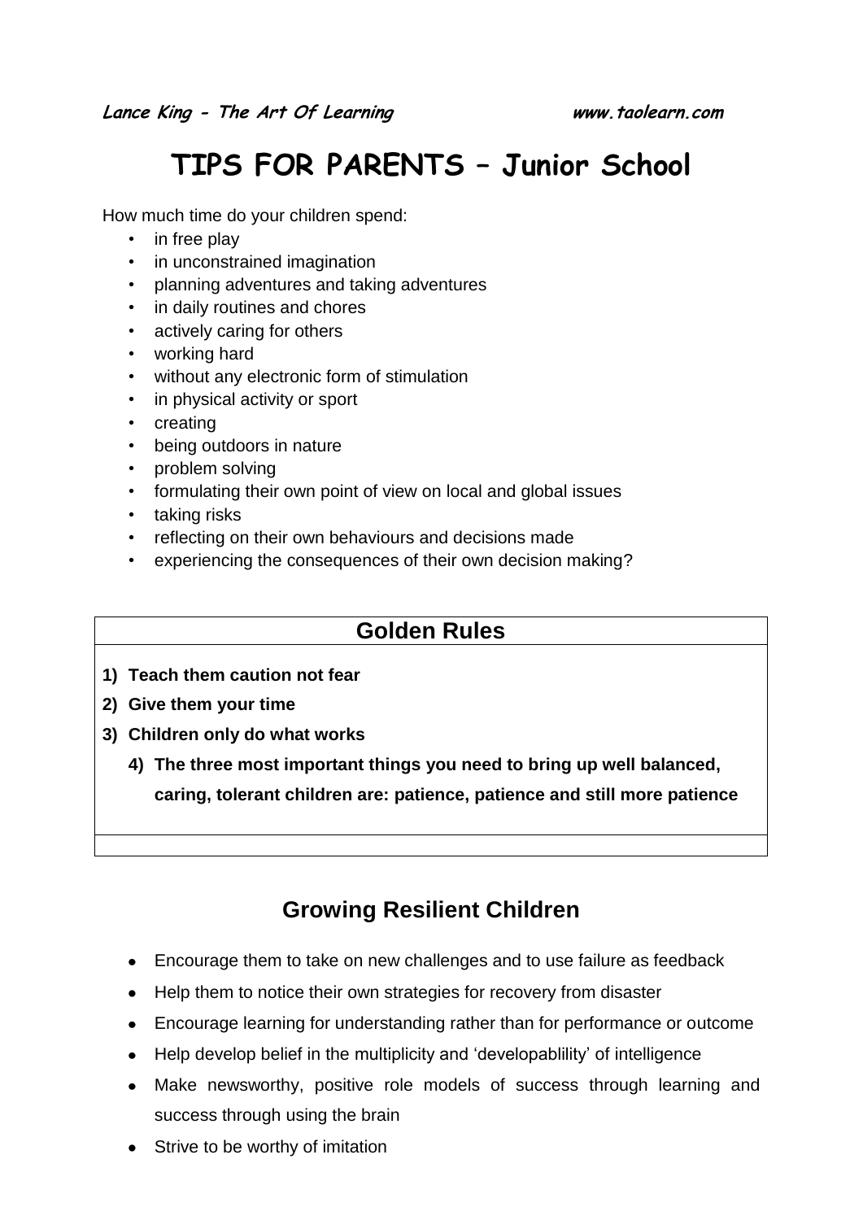# TIPS FOR PARENTS – Junior School

How much time do your children spend:

- in free play
- in unconstrained imagination
- planning adventures and taking adventures
- in daily routines and chores
- actively caring for others
- working hard
- without any electronic form of stimulation
- in physical activity or sport
- creating
- being outdoors in nature
- problem solving
- formulating their own point of view on local and global issues
- taking risks
- reflecting on their own behaviours and decisions made
- experiencing the consequences of their own decision making?

## Golden Rules

1) **Teach them caution not fear**
2) **Give them your time**
3) **Children only do what works**
4) **The three most important things you need to bring up well balanced, caring, tolerant children are: patience, patience and still more patience**

## Growing Resilient Children

- Encourage them to take on new challenges and to use failure as feedback
- Help them to notice their own strategies for recovery from disaster
- Encourage learning for understanding rather than for performance or outcome
- Help develop belief in the multiplicity and 'developablility' of intelligence
- Make newsworthy, positive role models of success through learning and success through using the brain
- Strive to be worthy of imitation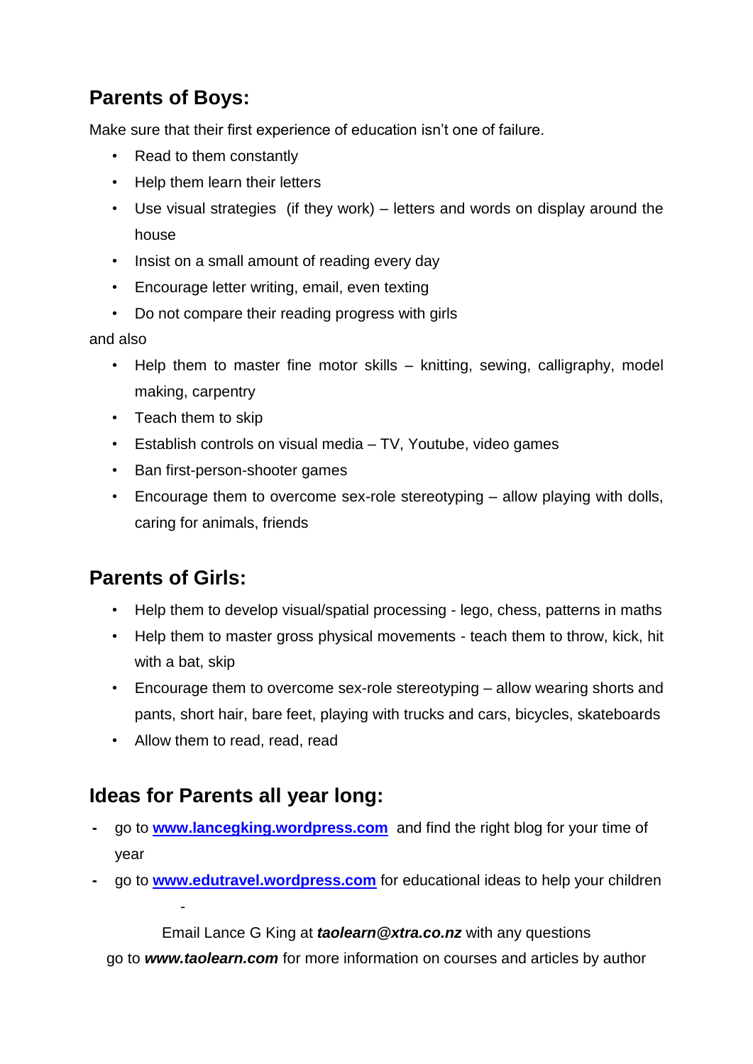## Parents of Boys:

Make sure that their first experience of education isn't one of failure.

- Read to them constantly
- Help them learn their letters
- Use visual strategies (if they work) – letters and words on display around the house
- Insist on a small amount of reading every day
- Encourage letter writing, email, even texting
- Do not compare their reading progress with girls

and also

- Help them to master fine motor skills – knitting, sewing, calligraphy, model making, carpentry
- Teach them to skip
- Establish controls on visual media – TV, Youtube, video games
- Ban first-person-shooter games
- Encourage them to overcome sex-role stereotyping – allow playing with dolls, caring for animals, friends

## Parents of Girls:

- Help them to develop visual/spatial processing - lego, chess, patterns in maths
- Help them to master gross physical movements - teach them to throw, kick, hit with a bat, skip
- Encourage them to overcome sex-role stereotyping – allow wearing shorts and pants, short hair, bare feet, playing with trucks and cars, bicycles, skateboards
- Allow them to read, read, read

## Ideas for Parents all year long:

- go to **www.lancegking.wordpress.com** and find the right blog for your time of year
- go to **www.edutravel.wordpress.com** for educational ideas to help your children

Email Lance G King at ***taolearn@xtra.co.nz*** with any questions

go to ***www.taolearn.com*** for more information on courses and articles by author